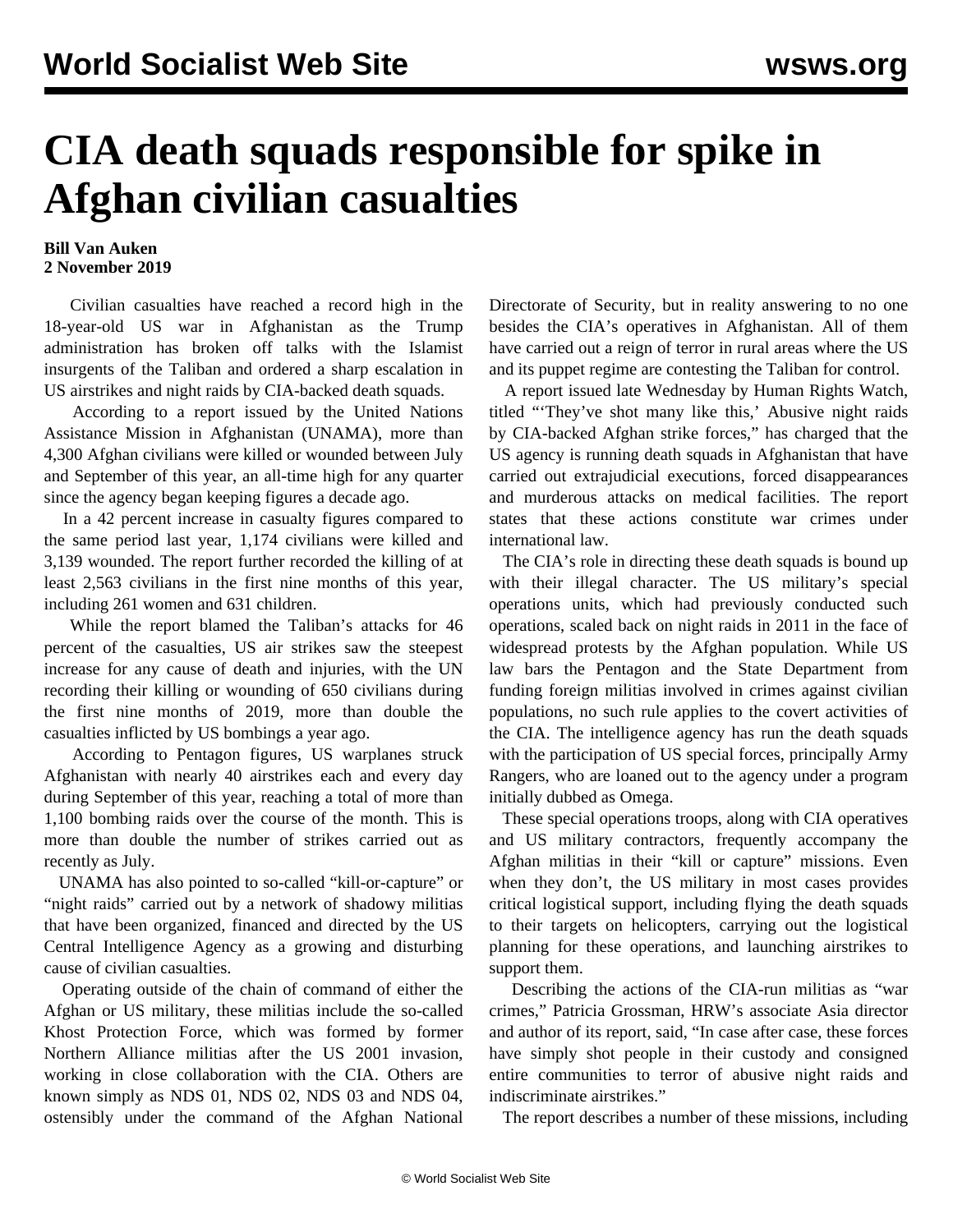# CIA death squads responsible for spike in Afghan civilian casualties

**Bill Van Auken**
**2 November 2019**

Civilian casualties have reached a record high in the 18-year-old US war in Afghanistan as the Trump administration has broken off talks with the Islamist insurgents of the Taliban and ordered a sharp escalation in US airstrikes and night raids by CIA-backed death squads.

According to a report issued by the United Nations Assistance Mission in Afghanistan (UNAMA), more than 4,300 Afghan civilians were killed or wounded between July and September of this year, an all-time high for any quarter since the agency began keeping figures a decade ago.

In a 42 percent increase in casualty figures compared to the same period last year, 1,174 civilians were killed and 3,139 wounded. The report further recorded the killing of at least 2,563 civilians in the first nine months of this year, including 261 women and 631 children.

While the report blamed the Taliban's attacks for 46 percent of the casualties, US air strikes saw the steepest increase for any cause of death and injuries, with the UN recording their killing or wounding of 650 civilians during the first nine months of 2019, more than double the casualties inflicted by US bombings a year ago.

According to Pentagon figures, US warplanes struck Afghanistan with nearly 40 airstrikes each and every day during September of this year, reaching a total of more than 1,100 bombing raids over the course of the month. This is more than double the number of strikes carried out as recently as July.

UNAMA has also pointed to so-called "kill-or-capture" or "night raids" carried out by a network of shadowy militias that have been organized, financed and directed by the US Central Intelligence Agency as a growing and disturbing cause of civilian casualties.

Operating outside of the chain of command of either the Afghan or US military, these militias include the so-called Khost Protection Force, which was formed by former Northern Alliance militias after the US 2001 invasion, working in close collaboration with the CIA. Others are known simply as NDS 01, NDS 02, NDS 03 and NDS 04, ostensibly under the command of the Afghan National Directorate of Security, but in reality answering to no one besides the CIA's operatives in Afghanistan. All of them have carried out a reign of terror in rural areas where the US and its puppet regime are contesting the Taliban for control.

A report issued late Wednesday by Human Rights Watch, titled "'They've shot many like this,' Abusive night raids by CIA-backed Afghan strike forces," has charged that the US agency is running death squads in Afghanistan that have carried out extrajudicial executions, forced disappearances and murderous attacks on medical facilities. The report states that these actions constitute war crimes under international law.

The CIA's role in directing these death squads is bound up with their illegal character. The US military's special operations units, which had previously conducted such operations, scaled back on night raids in 2011 in the face of widespread protests by the Afghan population. While US law bars the Pentagon and the State Department from funding foreign militias involved in crimes against civilian populations, no such rule applies to the covert activities of the CIA. The intelligence agency has run the death squads with the participation of US special forces, principally Army Rangers, who are loaned out to the agency under a program initially dubbed as Omega.

These special operations troops, along with CIA operatives and US military contractors, frequently accompany the Afghan militias in their "kill or capture" missions. Even when they don't, the US military in most cases provides critical logistical support, including flying the death squads to their targets on helicopters, carrying out the logistical planning for these operations, and launching airstrikes to support them.

Describing the actions of the CIA-run militias as "war crimes," Patricia Grossman, HRW's associate Asia director and author of its report, said, "In case after case, these forces have simply shot people in their custody and consigned entire communities to terror of abusive night raids and indiscriminate airstrikes."

The report describes a number of these missions, including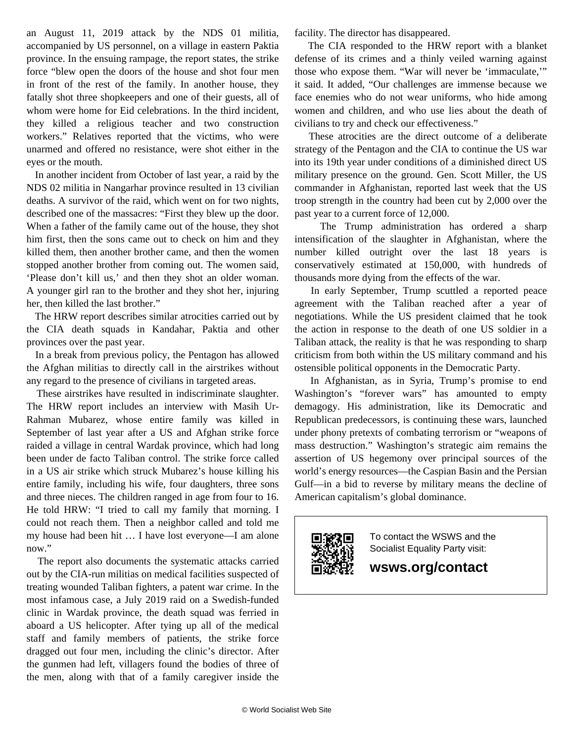an August 11, 2019 attack by the NDS 01 militia, accompanied by US personnel, on a village in eastern Paktia province. In the ensuing rampage, the report states, the strike force "blew open the doors of the house and shot four men in front of the rest of the family. In another house, they fatally shot three shopkeepers and one of their guests, all of whom were home for Eid celebrations. In the third incident, they killed a religious teacher and two construction workers." Relatives reported that the victims, who were unarmed and offered no resistance, were shot either in the eyes or the mouth.

In another incident from October of last year, a raid by the NDS 02 militia in Nangarhar province resulted in 13 civilian deaths. A survivor of the raid, which went on for two nights, described one of the massacres: "First they blew up the door. When a father of the family came out of the house, they shot him first, then the sons came out to check on him and they killed them, then another brother came, and then the women stopped another brother from coming out. The women said, 'Please don't kill us,' and then they shot an older woman. A younger girl ran to the brother and they shot her, injuring her, then killed the last brother."

The HRW report describes similar atrocities carried out by the CIA death squads in Kandahar, Paktia and other provinces over the past year.

In a break from previous policy, the Pentagon has allowed the Afghan militias to directly call in the airstrikes without any regard to the presence of civilians in targeted areas.

These airstrikes have resulted in indiscriminate slaughter. The HRW report includes an interview with Masih Ur-Rahman Mubarez, whose entire family was killed in September of last year after a US and Afghan strike force raided a village in central Wardak province, which had long been under de facto Taliban control. The strike force called in a US air strike which struck Mubarez's house killing his entire family, including his wife, four daughters, three sons and three nieces. The children ranged in age from four to 16. He told HRW: "I tried to call my family that morning. I could not reach them. Then a neighbor called and told me my house had been hit … I have lost everyone—I am alone now."

The report also documents the systematic attacks carried out by the CIA-run militias on medical facilities suspected of treating wounded Taliban fighters, a patent war crime. In the most infamous case, a July 2019 raid on a Swedish-funded clinic in Wardak province, the death squad was ferried in aboard a US helicopter. After tying up all of the medical staff and family members of patients, the strike force dragged out four men, including the clinic's director. After the gunmen had left, villagers found the bodies of three of the men, along with that of a family caregiver inside the facility. The director has disappeared.

The CIA responded to the HRW report with a blanket defense of its crimes and a thinly veiled warning against those who expose them. "War will never be 'immaculate,'" it said. It added, "Our challenges are immense because we face enemies who do not wear uniforms, who hide among women and children, and who use lies about the death of civilians to try and check our effectiveness."

These atrocities are the direct outcome of a deliberate strategy of the Pentagon and the CIA to continue the US war into its 19th year under conditions of a diminished direct US military presence on the ground. Gen. Scott Miller, the US commander in Afghanistan, reported last week that the US troop strength in the country had been cut by 2,000 over the past year to a current force of 12,000.

The Trump administration has ordered a sharp intensification of the slaughter in Afghanistan, where the number killed outright over the last 18 years is conservatively estimated at 150,000, with hundreds of thousands more dying from the effects of the war.

In early September, Trump scuttled a reported peace agreement with the Taliban reached after a year of negotiations. While the US president claimed that he took the action in response to the death of one US soldier in a Taliban attack, the reality is that he was responding to sharp criticism from both within the US military command and his ostensible political opponents in the Democratic Party.

In Afghanistan, as in Syria, Trump's promise to end Washington's "forever wars" has amounted to empty demagogy. His administration, like its Democratic and Republican predecessors, is continuing these wars, launched under phony pretexts of combating terrorism or "weapons of mass destruction." Washington's strategic aim remains the assertion of US hegemony over principal sources of the world's energy resources—the Caspian Basin and the Persian Gulf—in a bid to reverse by military means the decline of American capitalism's global dominance.

To contact the WSWS and the Socialist Equality Party visit:

**wsws.org/contact**